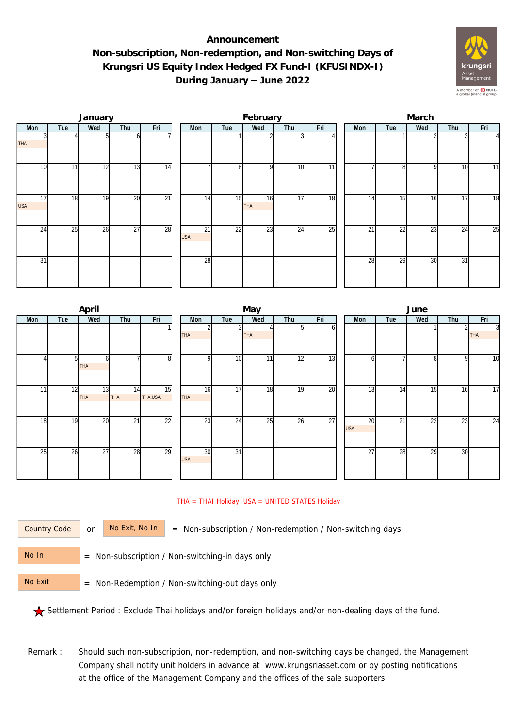**Announcement**
**Non-subscription, Non-redemption, and Non-switching Days of Krungsri US Equity Index Hedged FX Fund-I (KFUSINDX-I)**
**During January – June 2022**

### January

| Mon | Tue | Wed | Thu | Fri |
|---|---|---|---|---|
| 3 THA | 4 | 5 | 6 | 7 |
| 10 | 11 | 12 | 13 | 14 |
| 17 USA | 18 | 19 | 20 | 21 |
| 24 | 25 | 26 | 27 | 28 |
| 31 | | | | |

### February

| Mon | Tue | Wed | Thu | Fri |
|---|---|---|---|---|
| | 1 | 2 | 3 | 4 |
| 7 | 8 | 9 | 10 | 11 |
| 14 | 15 | 16 THA | 17 | 18 |
| 21 USA | 22 | 23 | 24 | 25 |
| 28 | | | | |

### March

| Mon | Tue | Wed | Thu | Fri |
|---|---|---|---|---|
| | 1 | 2 | 3 | 4 |
| 7 | 8 | 9 | 10 | 11 |
| 14 | 15 | 16 | 17 | 18 |
| 21 | 22 | 23 | 24 | 25 |
| 28 | 29 | 30 | 31 | |

### April

| Mon | Tue | Wed | Thu | Fri |
|---|---|---|---|---|
| | | | | 1 |
| 4 | 5 | 6 THA | 7 | 8 |
| 11 | 12 | 13 THA | 14 THA | 15 THA,USA |
| 18 | 19 | 20 | 21 | 22 |
| 25 | 26 | 27 | 28 | 29 |

### May

| Mon | Tue | Wed | Thu | Fri |
|---|---|---|---|---|
| 2 THA | 3 | 4 THA | 5 | 6 |
| 9 | 10 | 11 | 12 | 13 |
| 16 THA | 17 | 18 | 19 | 20 |
| 23 | 24 | 25 | 26 | 27 |
| 30 USA | 31 | | | |

### June

| Mon | Tue | Wed | Thu | Fri |
|---|---|---|---|---|
| | | 1 | 2 | 3 THA |
| 6 | 7 | 8 | 9 | 10 |
| 13 | 14 | 15 | 16 | 17 |
| 20 USA | 21 | 22 | 23 | 24 |
| 27 | 28 | 29 | 30 | |

THA = THAI Holiday  USA = UNITED STATES Holiday

Country Code or No Exit, No In = Non-subscription / Non-redemption / Non-switching days

No In = Non-subscription / Non-switching-in days only

No Exit = Non-Redemption / Non-switching-out days only

★ Settlement Period : Exclude Thai holidays and/or foreign holidays and/or non-dealing days of the fund.

Remark : Should such non-subscription, non-redemption, and non-switching days be changed, the Management Company shall notify unit holders in advance at www.krungsriasset.com or by posting notifications at the office of the Management Company and the offices of the sale supporters.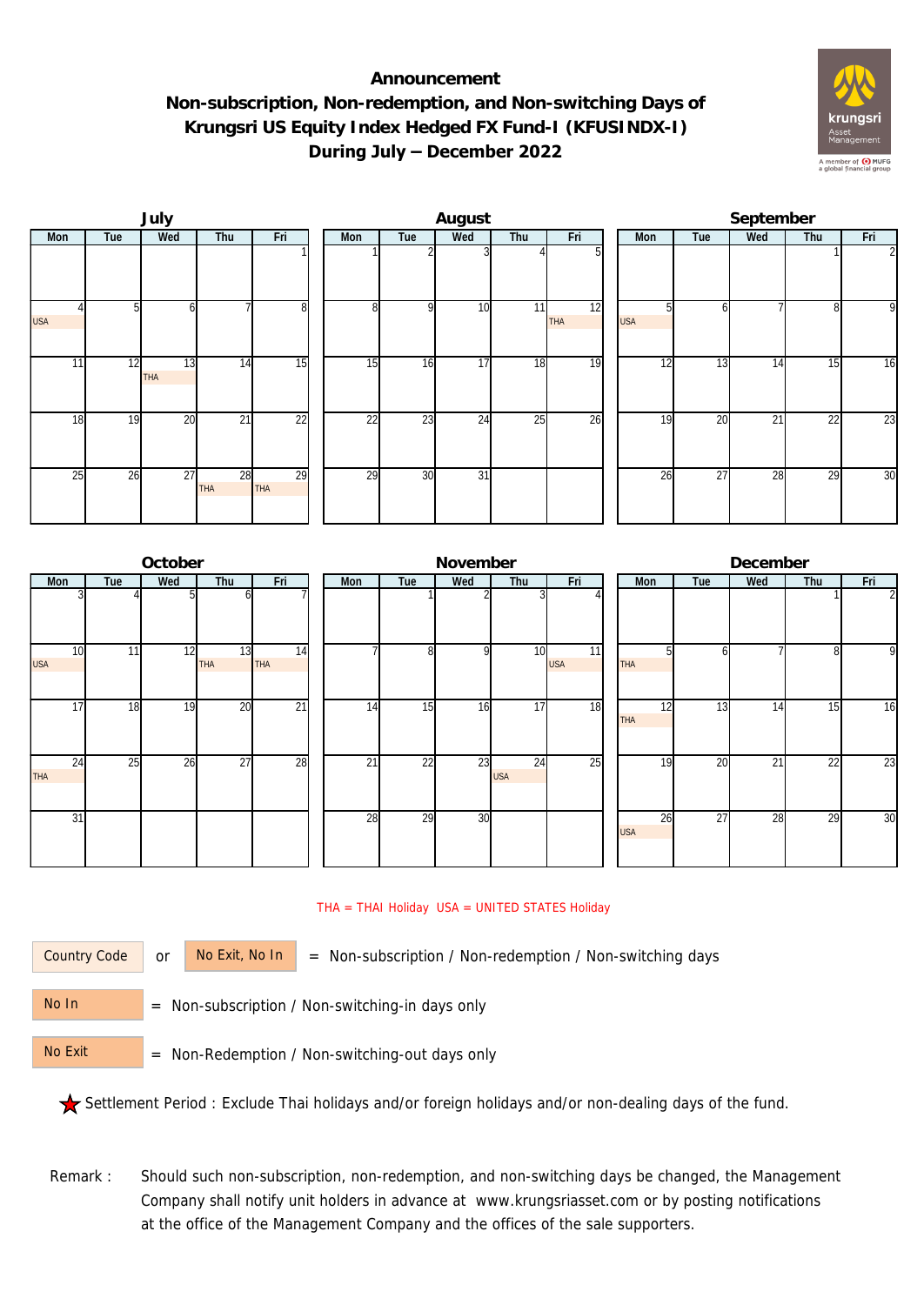**Announcement**
**Non-subscription, Non-redemption, and Non-switching Days of Krungsri US Equity Index Hedged FX Fund-I (KFUSINDX-I) During July – December 2022**

### July

| Mon | Tue | Wed | Thu | Fri |
|---|---|---|---|---|
| | | | | 1 |
| 4 USA | 5 | 6 | 7 | 8 |
| 11 | 12 | 13 THA | 14 | 15 |
| 18 | 19 | 20 | 21 | 22 |
| 25 | 26 | 27 | 28 THA | 29 THA |

### August

| Mon | Tue | Wed | Thu | Fri |
|---|---|---|---|---|
| 1 | 2 | 3 | 4 | 5 |
| 8 | 9 | 10 | 11 | 12 THA |
| 15 | 16 | 17 | 18 | 19 |
| 22 | 23 | 24 | 25 | 26 |
| 29 | 30 | 31 | | |

### September

| Mon | Tue | Wed | Thu | Fri |
|---|---|---|---|---|
| | | | 1 | 2 |
| 5 USA | 6 | 7 | 8 | 9 |
| 12 | 13 | 14 | 15 | 16 |
| 19 | 20 | 21 | 22 | 23 |
| 26 | 27 | 28 | 29 | 30 |

### October

| Mon | Tue | Wed | Thu | Fri |
|---|---|---|---|---|
| 3 | 4 | 5 | 6 | 7 |
| 10 USA | 11 | 12 | 13 THA | 14 THA |
| 17 | 18 | 19 | 20 | 21 |
| 24 THA | 25 | 26 | 27 | 28 |
| 31 | | | | |

### November

| Mon | Tue | Wed | Thu | Fri |
|---|---|---|---|---|
| | 1 | 2 | 3 | 4 |
| 7 | 8 | 9 | 10 | 11 USA |
| 14 | 15 | 16 | 17 | 18 |
| 21 | 22 | 23 | 24 USA | 25 |
| 28 | 29 | 30 | | |

### December

| Mon | Tue | Wed | Thu | Fri |
|---|---|---|---|---|
| | | | 1 | 2 |
| 5 THA | 6 | 7 | 8 | 9 |
| 12 THA | 13 | 14 | 15 | 16 |
| 19 | 20 | 21 | 22 | 23 |
| 26 USA | 27 | 28 | 29 | 30 |

THA = THAI Holiday USA = UNITED STATES Holiday

Country Code or No Exit, No In = Non-subscription / Non-redemption / Non-switching days

No In = Non-subscription / Non-switching-in days only

No Exit = Non-Redemption / Non-switching-out days only

★ Settlement Period : Exclude Thai holidays and/or foreign holidays and/or non-dealing days of the fund.

Remark : Should such non-subscription, non-redemption, and non-switching days be changed, the Management Company shall notify unit holders in advance at www.krungsriasset.com or by posting notifications at the office of the Management Company and the offices of the sale supporters.